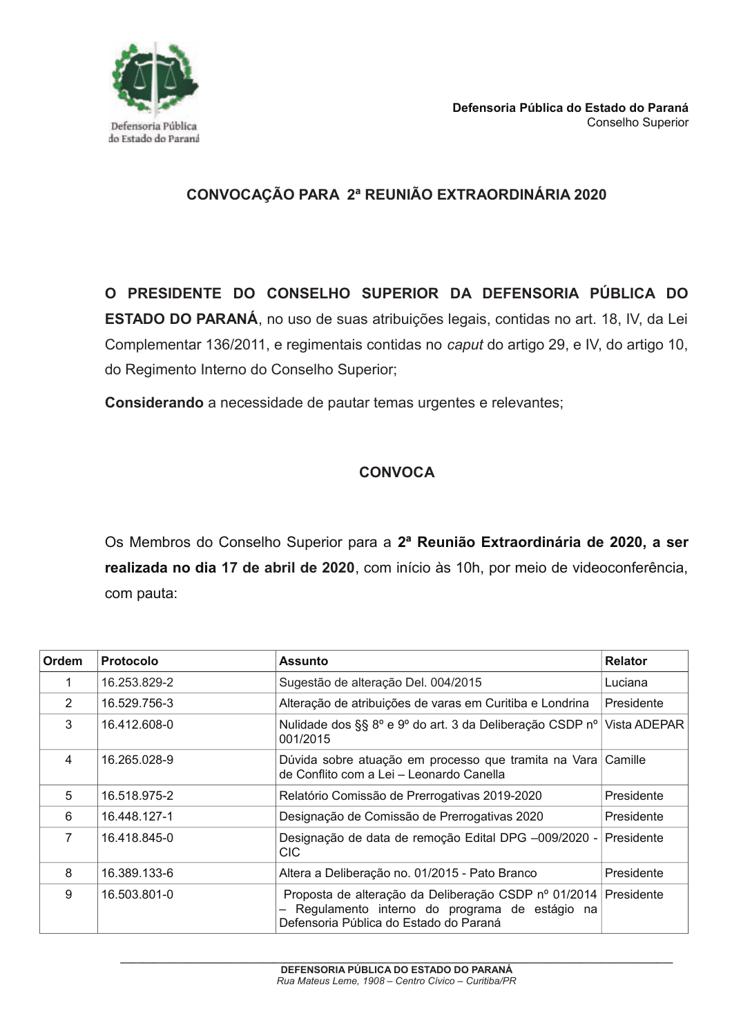**Defensoria Pública do Estado do Paraná**
Conselho Superior

## CONVOCAÇÃO PARA 2ª REUNIÃO EXTRAORDINÁRIA 2020

**O PRESIDENTE DO CONSELHO SUPERIOR DA DEFENSORIA PÚBLICA DO ESTADO DO PARANÁ**, no uso de suas atribuições legais, contidas no art. 18, IV, da Lei Complementar 136/2011, e regimentais contidas no *caput* do artigo 29, e IV, do artigo 10, do Regimento Interno do Conselho Superior;

**Considerando** a necessidade de pautar temas urgentes e relevantes;

**CONVOCA**

Os Membros do Conselho Superior para a **2ª Reunião Extraordinária de 2020, a ser realizada no dia 17 de abril de 2020**, com início às 10h, por meio de videoconferência, com pauta:

| Ordem | Protocolo | Assunto | Relator |
|---|---|---|---|
| 1 | 16.253.829-2 | Sugestão de alteração Del. 004/2015 | Luciana |
| 2 | 16.529.756-3 | Alteração de atribuições de varas em Curitiba e Londrina | Presidente |
| 3 | 16.412.608-0 | Nulidade dos §§ 8º e 9º do art. 3 da Deliberação CSDP nº 001/2015 | Vista ADEPAR |
| 4 | 16.265.028-9 | Dúvida sobre atuação em processo que tramita na Vara de Conflito com a Lei – Leonardo Canella | Camille |
| 5 | 16.518.975-2 | Relatório Comissão de Prerrogativas 2019-2020 | Presidente |
| 6 | 16.448.127-1 | Designação de Comissão de Prerrogativas 2020 | Presidente |
| 7 | 16.418.845-0 | Designação de data de remoção Edital DPG –009/2020 - CIC | Presidente |
| 8 | 16.389.133-6 | Altera a Deliberação no. 01/2015 - Pato Branco | Presidente |
| 9 | 16.503.801-0 | Proposta de alteração da Deliberação CSDP nº 01/2014 – Regulamento interno do programa de estágio na Defensoria Pública do Estado do Paraná | Presidente |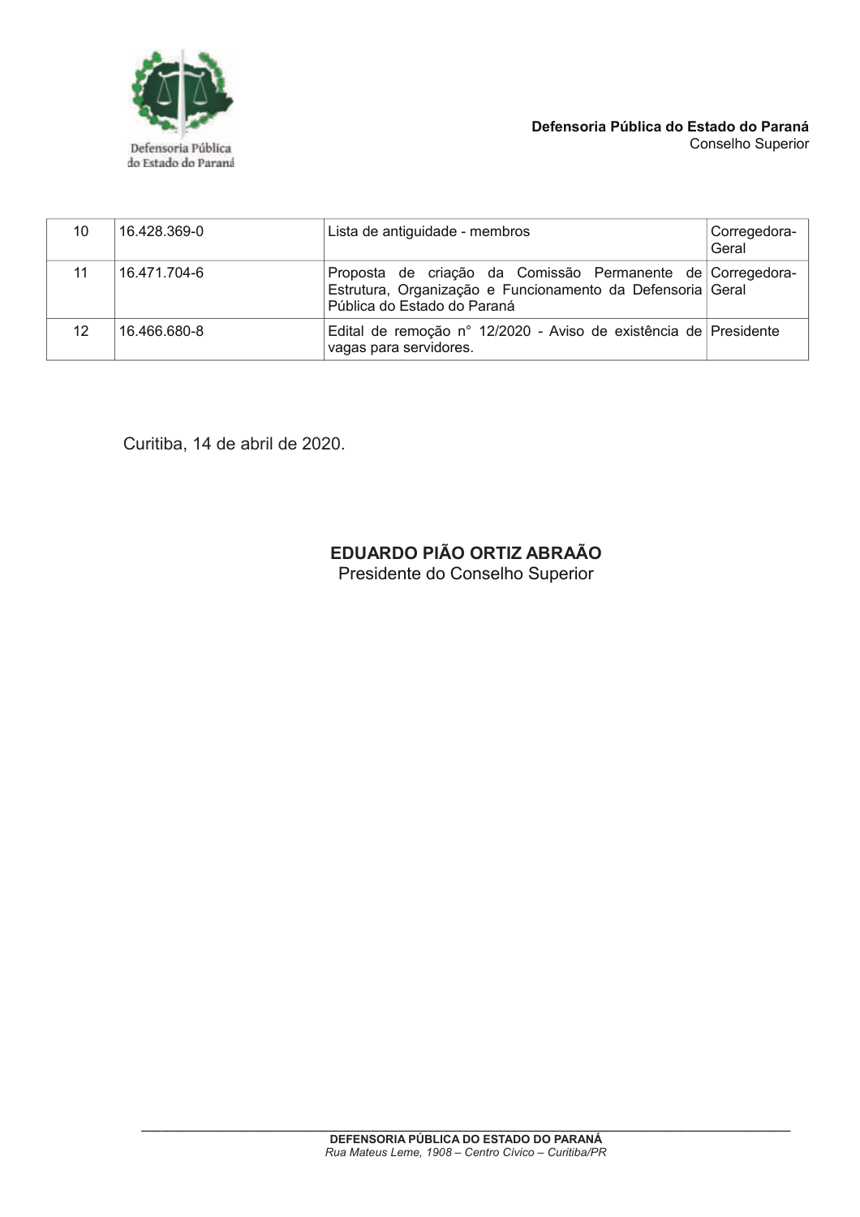| | | | |
|---|---|---|---|
| 10 | 16.428.369-0 | Lista de antiguidade - membros | Corregedora-Geral |
| 11 | 16.471.704-6 | Proposta de criação da Comissão Permanente de Estrutura, Organização e Funcionamento da Defensoria Pública do Estado do Paraná | Corregedora-Geral |
| 12 | 16.466.680-8 | Edital de remoção n° 12/2020 - Aviso de existência de vagas para servidores. | Presidente |

Curitiba, 14 de abril de 2020.

**EDUARDO PIÃO ORTIZ ABRAÃO**
Presidente do Conselho Superior